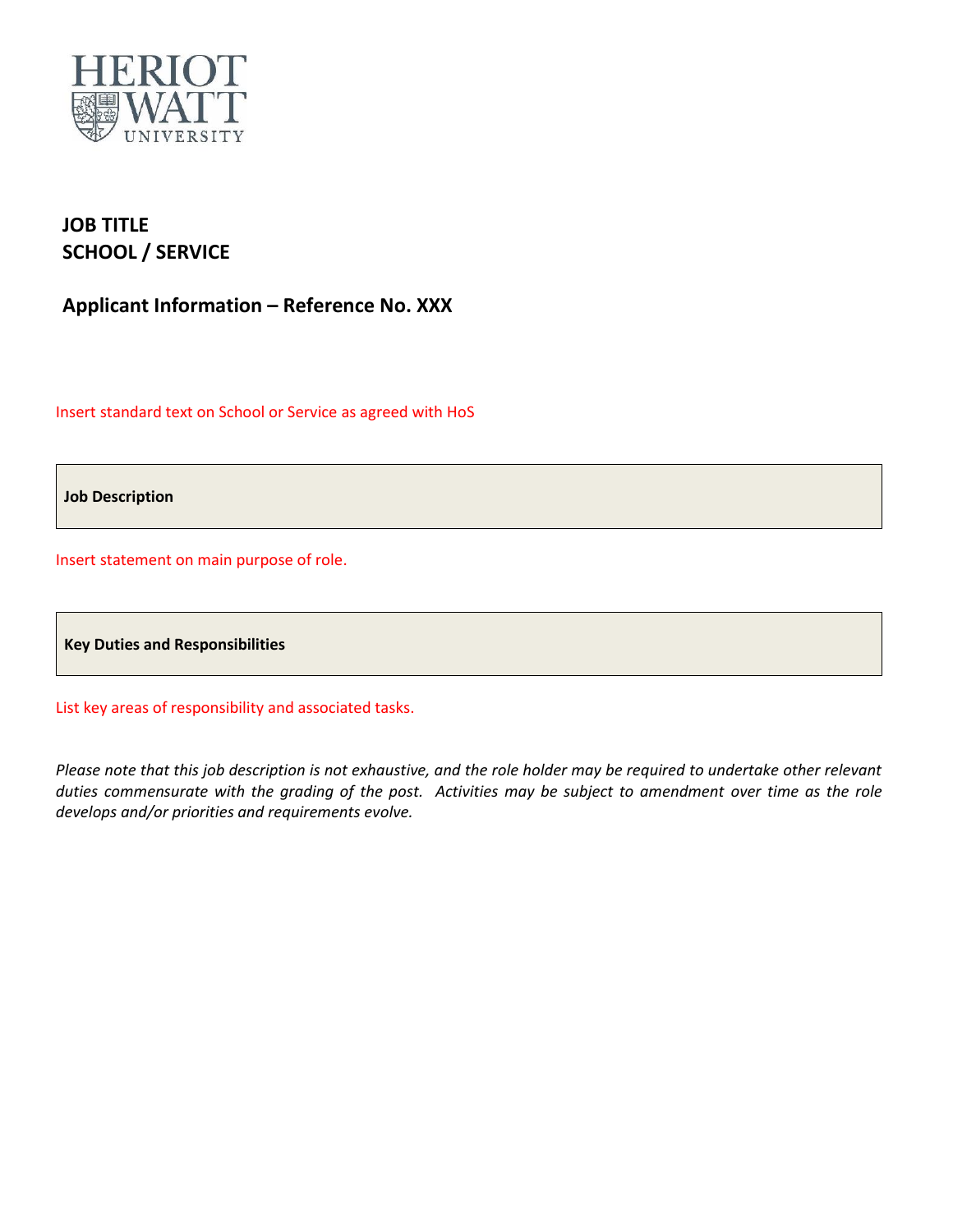HERIOT WATT UNIVERSITY

**JOB TITLE**
**SCHOOL / SERVICE**

## Applicant Information – Reference No. XXX

Insert standard text on School or Service as agreed with HoS

### Job Description

Insert statement on main purpose of role.

### Key Duties and Responsibilities

List key areas of responsibility and associated tasks.

*Please note that this job description is not exhaustive, and the role holder may be required to undertake other relevant duties commensurate with the grading of the post. Activities may be subject to amendment over time as the role develops and/or priorities and requirements evolve.*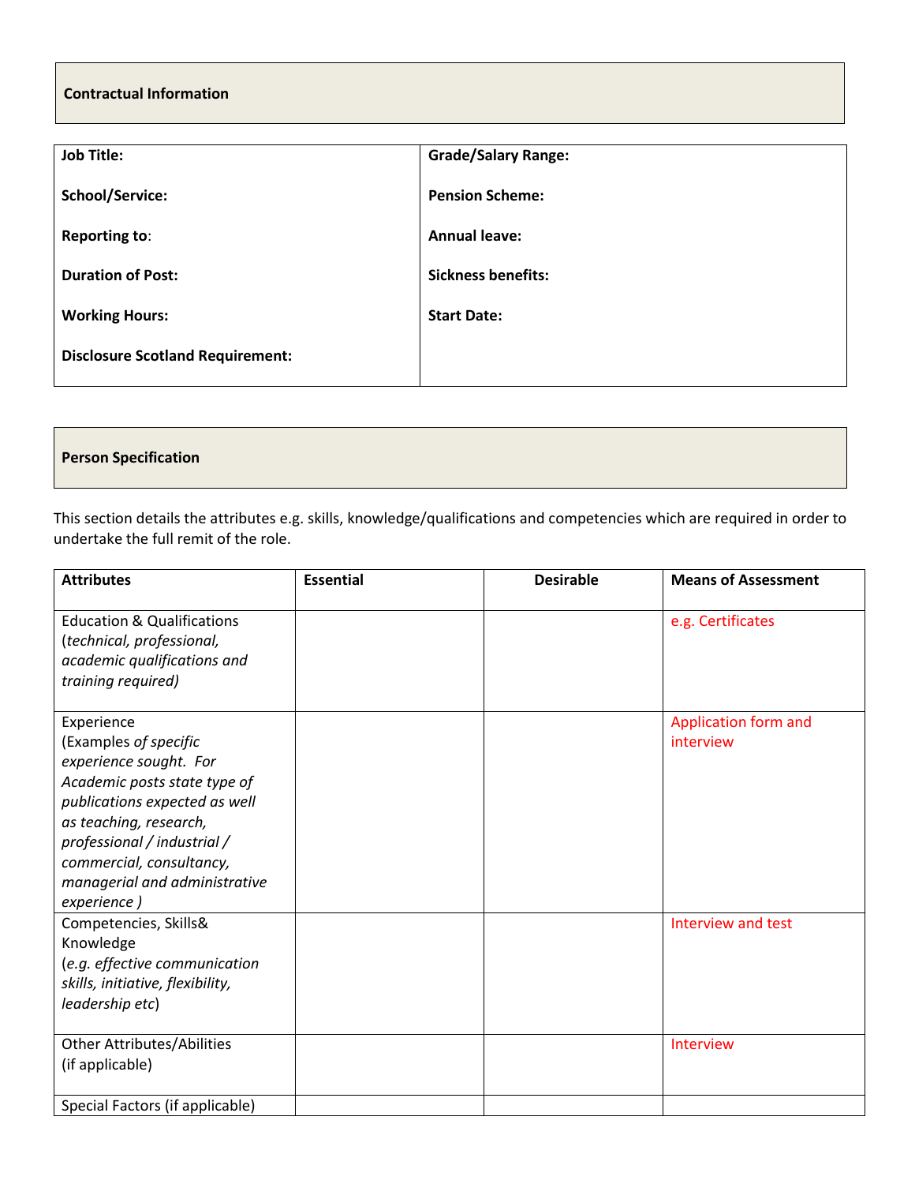## Contractual Information

| Job Title: | Grade/Salary Range: |
|---|---|
| School/Service: | Pension Scheme: |
| Reporting to: | Annual leave: |
| Duration of Post: | Sickness benefits: |
| Working Hours: | Start Date: |
| Disclosure Scotland Requirement: | |

## Person Specification

This section details the attributes e.g. skills, knowledge/qualifications and competencies which are required in order to undertake the full remit of the role.

| Attributes | Essential | Desirable | Means of Assessment |
|---|---|---|---|
| Education & Qualifications (*technical, professional, academic qualifications and training required)* | | | e.g. Certificates |
| Experience (Examples *of specific experience sought. For Academic posts state type of publications expected as well as teaching, research, professional / industrial / commercial, consultancy, managerial and administrative experience )* | | | Application form and interview |
| Competencies, Skills& Knowledge (*e.g. effective communication skills, initiative, flexibility, leadership etc*) | | | Interview and test |
| Other Attributes/Abilities (if applicable) | | | Interview |
| Special Factors (if applicable) | | | |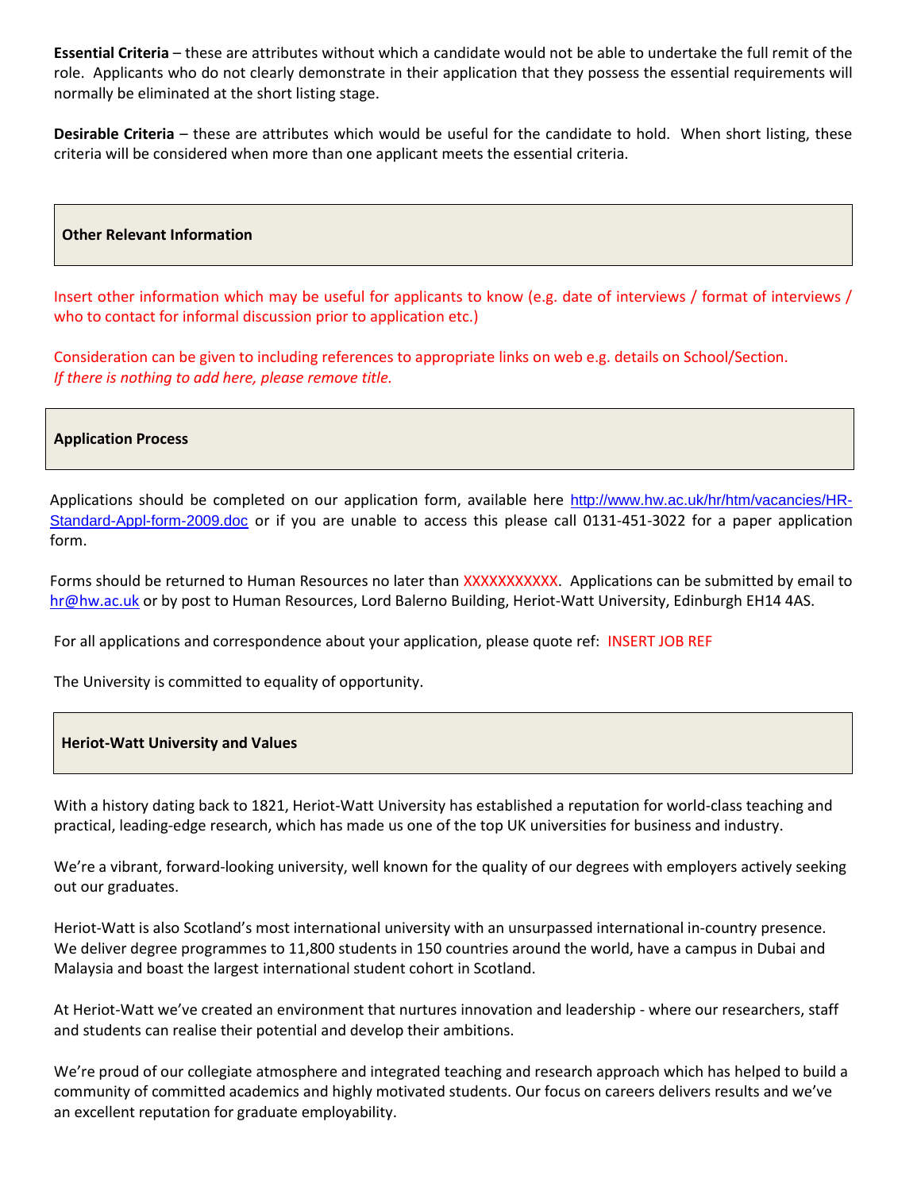**Essential Criteria** – these are attributes without which a candidate would not be able to undertake the full remit of the role. Applicants who do not clearly demonstrate in their application that they possess the essential requirements will normally be eliminated at the short listing stage.

**Desirable Criteria** – these are attributes which would be useful for the candidate to hold. When short listing, these criteria will be considered when more than one applicant meets the essential criteria.

## Other Relevant Information

Insert other information which may be useful for applicants to know (e.g. date of interviews / format of interviews / who to contact for informal discussion prior to application etc.)

Consideration can be given to including references to appropriate links on web e.g. details on School/Section.
*If there is nothing to add here, please remove title.*

## Application Process

Applications should be completed on our application form, available here http://www.hw.ac.uk/hr/htm/vacancies/HR-Standard-Appl-form-2009.doc or if you are unable to access this please call 0131-451-3022 for a paper application form.

Forms should be returned to Human Resources no later than XXXXXXXXXXX. Applications can be submitted by email to hr@hw.ac.uk or by post to Human Resources, Lord Balerno Building, Heriot-Watt University, Edinburgh EH14 4AS.

For all applications and correspondence about your application, please quote ref: INSERT JOB REF

The University is committed to equality of opportunity.

## Heriot-Watt University and Values

With a history dating back to 1821, Heriot-Watt University has established a reputation for world-class teaching and practical, leading-edge research, which has made us one of the top UK universities for business and industry.

We're a vibrant, forward-looking university, well known for the quality of our degrees with employers actively seeking out our graduates.

Heriot-Watt is also Scotland's most international university with an unsurpassed international in-country presence. We deliver degree programmes to 11,800 students in 150 countries around the world, have a campus in Dubai and Malaysia and boast the largest international student cohort in Scotland.

At Heriot-Watt we've created an environment that nurtures innovation and leadership - where our researchers, staff and students can realise their potential and develop their ambitions.

We're proud of our collegiate atmosphere and integrated teaching and research approach which has helped to build a community of committed academics and highly motivated students. Our focus on careers delivers results and we've an excellent reputation for graduate employability.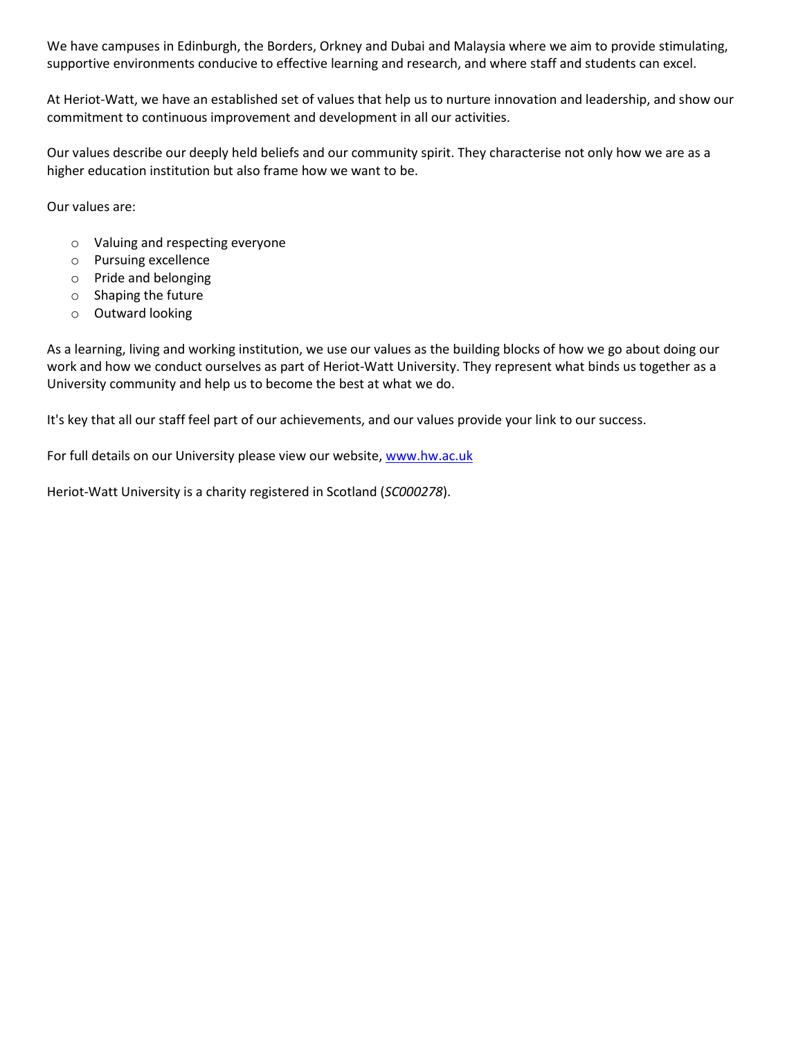We have campuses in Edinburgh, the Borders, Orkney and Dubai and Malaysia where we aim to provide stimulating, supportive environments conducive to effective learning and research, and where staff and students can excel.

At Heriot-Watt, we have an established set of values that help us to nurture innovation and leadership, and show our commitment to continuous improvement and development in all our activities.

Our values describe our deeply held beliefs and our community spirit. They characterise not only how we are as a higher education institution but also frame how we want to be.

Our values are:

- Valuing and respecting everyone
- Pursuing excellence
- Pride and belonging
- Shaping the future
- Outward looking

As a learning, living and working institution, we use our values as the building blocks of how we go about doing our work and how we conduct ourselves as part of Heriot-Watt University. They represent what binds us together as a University community and help us to become the best at what we do.

It's key that all our staff feel part of our achievements, and our values provide your link to our success.

For full details on our University please view our website, [www.hw.ac.uk](http://www.hw.ac.uk)

Heriot-Watt University is a charity registered in Scotland (*SC000278*).